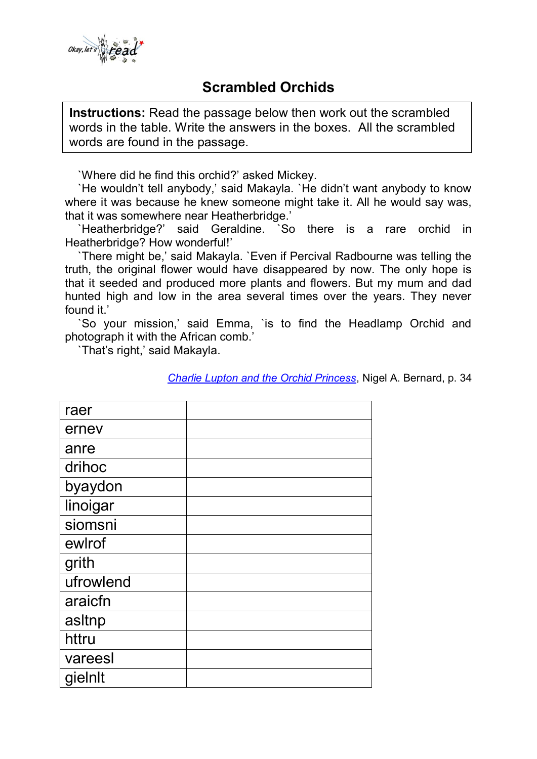# Scrambled Orchids

**Instructions:** Read the passage below then work out the scrambled words in the table. Write the answers in the boxes. All the scrambled words are found in the passage.

`Where did he find this orchid?' asked Mickey.

`He wouldn't tell anybody,' said Makayla. `He didn't want anybody to know where it was because he knew someone might take it. All he would say was, that it was somewhere near Heatherbridge.'

`Heatherbridge?' said Geraldine. `So there is a rare orchid in Heatherbridge? How wonderful!'

`There might be,' said Makayla. `Even if Percival Radbourne was telling the truth, the original flower would have disappeared by now. The only hope is that it seeded and produced more plants and flowers. But my mum and dad hunted high and low in the area several times over the years. They never found it.'

`So your mission,' said Emma, `is to find the Headlamp Orchid and photograph it with the African comb.'

`That's right,' said Makayla.

*Charlie Lupton and the Orchid Princess*, Nigel A. Bernard, p. 34

| | |
|---|---|
| raer | |
| ernev | |
| anre | |
| drihoc | |
| byaydon | |
| linoigar | |
| siomsni | |
| ewlrof | |
| grith | |
| ufrowlend | |
| araicfn | |
| asltnp | |
| httru | |
| vareesl | |
| gielnlt | |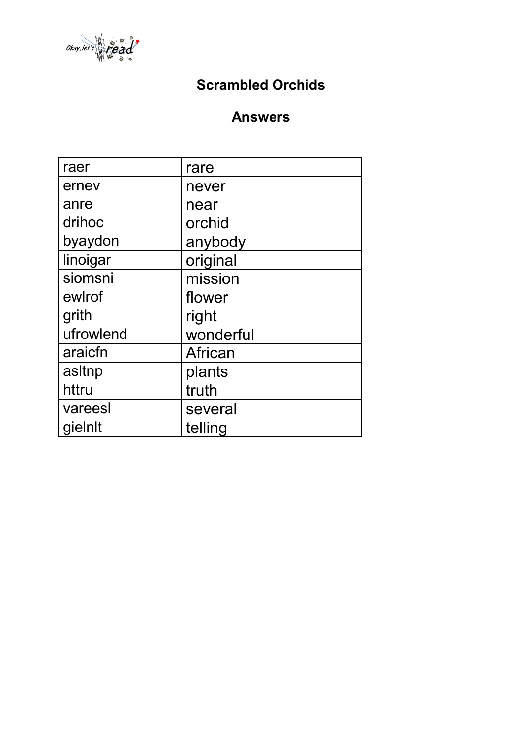## Scrambled Orchids

### Answers

| | |
|---|---|
| raer | rare |
| ernev | never |
| anre | near |
| drihoc | orchid |
| byaydon | anybody |
| linoigar | original |
| siomsni | mission |
| ewlrof | flower |
| grith | right |
| ufrowlend | wonderful |
| araicfn | African |
| asltnp | plants |
| httru | truth |
| vareesl | several |
| gielnlt | telling |